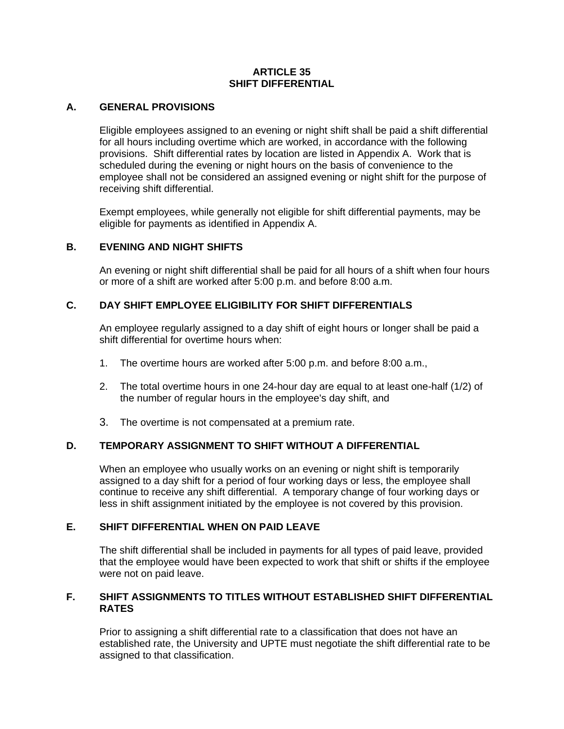# ARTICLE 35
# SHIFT DIFFERENTIAL

## A. GENERAL PROVISIONS

Eligible employees assigned to an evening or night shift shall be paid a shift differential for all hours including overtime which are worked, in accordance with the following provisions. Shift differential rates by location are listed in Appendix A. Work that is scheduled during the evening or night hours on the basis of convenience to the employee shall not be considered an assigned evening or night shift for the purpose of receiving shift differential.

Exempt employees, while generally not eligible for shift differential payments, may be eligible for payments as identified in Appendix A.

## B. EVENING AND NIGHT SHIFTS

An evening or night shift differential shall be paid for all hours of a shift when four hours or more of a shift are worked after 5:00 p.m. and before 8:00 a.m.

## C. DAY SHIFT EMPLOYEE ELIGIBILITY FOR SHIFT DIFFERENTIALS

An employee regularly assigned to a day shift of eight hours or longer shall be paid a shift differential for overtime hours when:

1. The overtime hours are worked after 5:00 p.m. and before 8:00 a.m.,

2. The total overtime hours in one 24-hour day are equal to at least one-half (1/2) of the number of regular hours in the employee's day shift, and

3. The overtime is not compensated at a premium rate.

## D. TEMPORARY ASSIGNMENT TO SHIFT WITHOUT A DIFFERENTIAL

When an employee who usually works on an evening or night shift is temporarily assigned to a day shift for a period of four working days or less, the employee shall continue to receive any shift differential. A temporary change of four working days or less in shift assignment initiated by the employee is not covered by this provision.

## E. SHIFT DIFFERENTIAL WHEN ON PAID LEAVE

The shift differential shall be included in payments for all types of paid leave, provided that the employee would have been expected to work that shift or shifts if the employee were not on paid leave.

## F. SHIFT ASSIGNMENTS TO TITLES WITHOUT ESTABLISHED SHIFT DIFFERENTIAL RATES

Prior to assigning a shift differential rate to a classification that does not have an established rate, the University and UPTE must negotiate the shift differential rate to be assigned to that classification.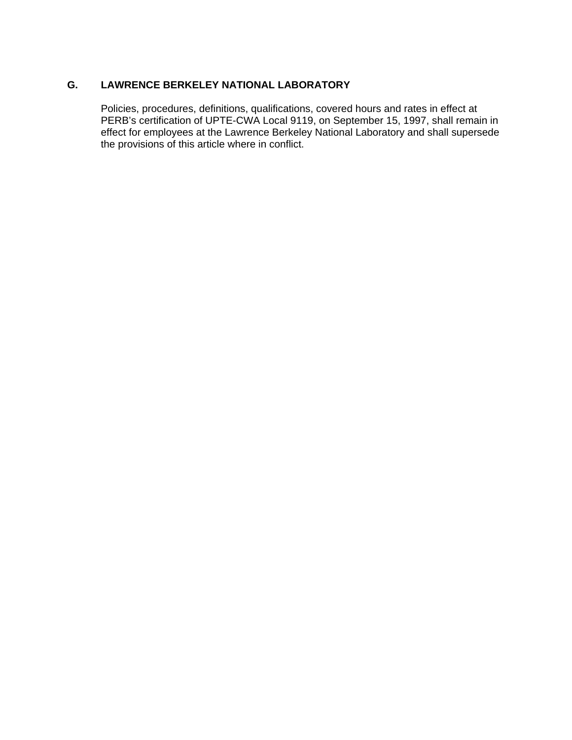## G. LAWRENCE BERKELEY NATIONAL LABORATORY

Policies, procedures, definitions, qualifications, covered hours and rates in effect at PERB's certification of UPTE-CWA Local 9119, on September 15, 1997, shall remain in effect for employees at the Lawrence Berkeley National Laboratory and shall supersede the provisions of this article where in conflict.